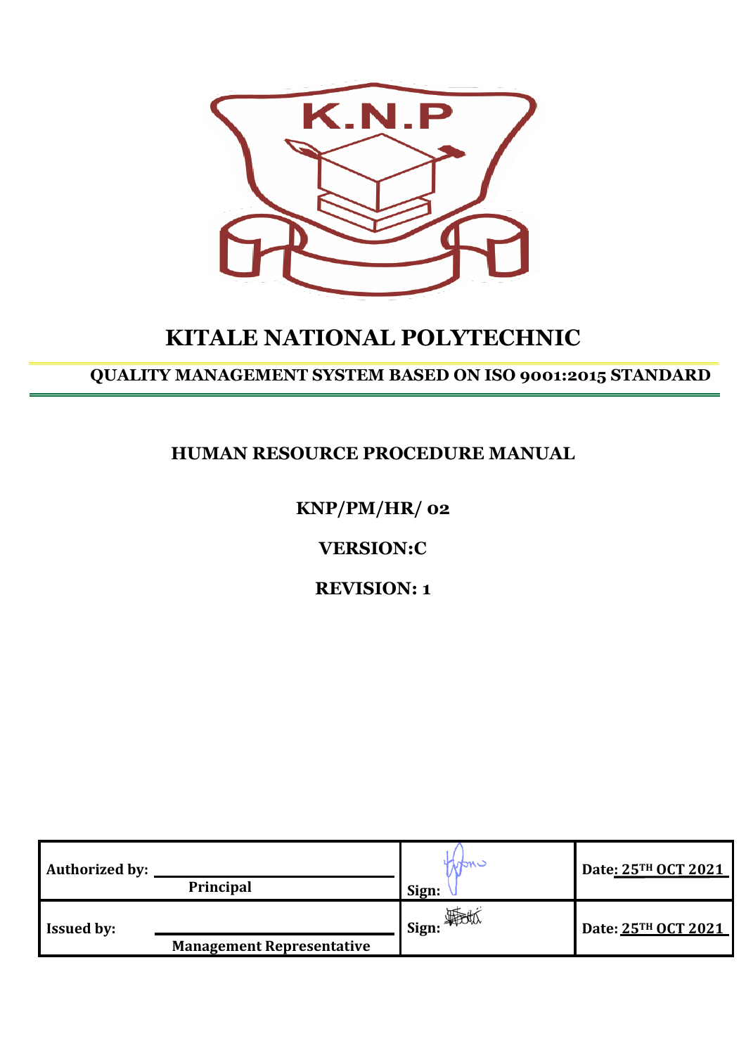K.N.P

# KITALE NATIONAL POLYTECHNIC

## QUALITY MANAGEMENT SYSTEM BASED ON ISO 9001:2015 STANDARD

### HUMAN RESOURCE PROCEDURE MANUAL

**KNP/PM/HR/ 02**

**VERSION:C**

**REVISION: 1**

| **Authorized by:** Principal | **Sign:** | **Date: 25TH OCT 2021** |
|---|---|---|
| **Issued by:** Management Representative | **Sign:** | **Date: 25TH OCT 2021** |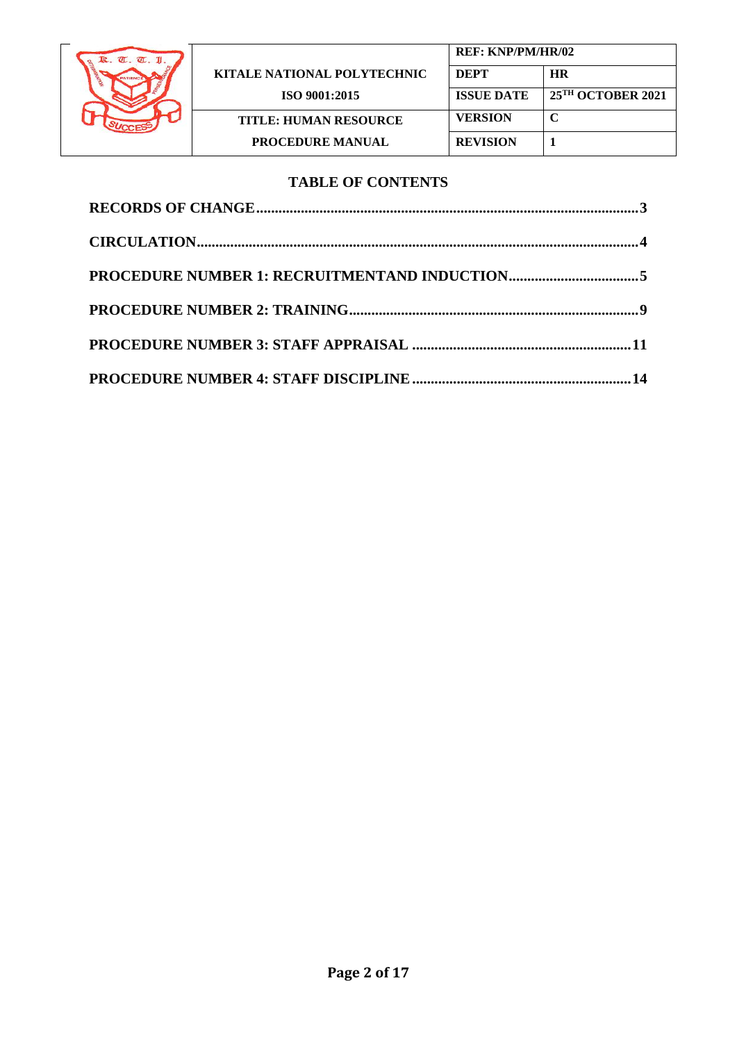## TABLE OF CONTENTS

**RECORDS OF CHANGE** .......... 3

**CIRCULATION** .......... 4

**PROCEDURE NUMBER 1: RECRUITMENTAND INDUCTION** .......... 5

**PROCEDURE NUMBER 2: TRAINING** .......... 9

**PROCEDURE NUMBER 3: STAFF APPRAISAL** .......... 11

**PROCEDURE NUMBER 4: STAFF DISCIPLINE** .......... 14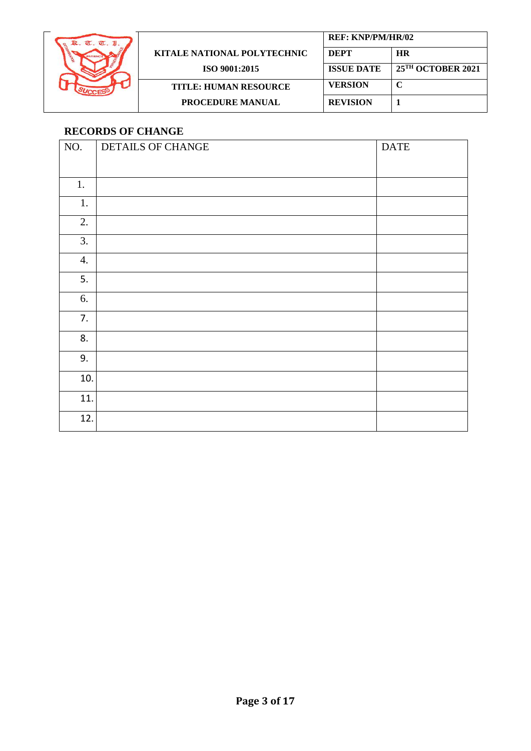## RECORDS OF CHANGE

| NO. | DETAILS OF CHANGE | DATE |
|---|---|---|
| 1. | | |
| 1. | | |
| 2. | | |
| 3. | | |
| 4. | | |
| 5. | | |
| 6. | | |
| 7. | | |
| 8. | | |
| 9. | | |
| 10. | | |
| 11. | | |
| 12. | | |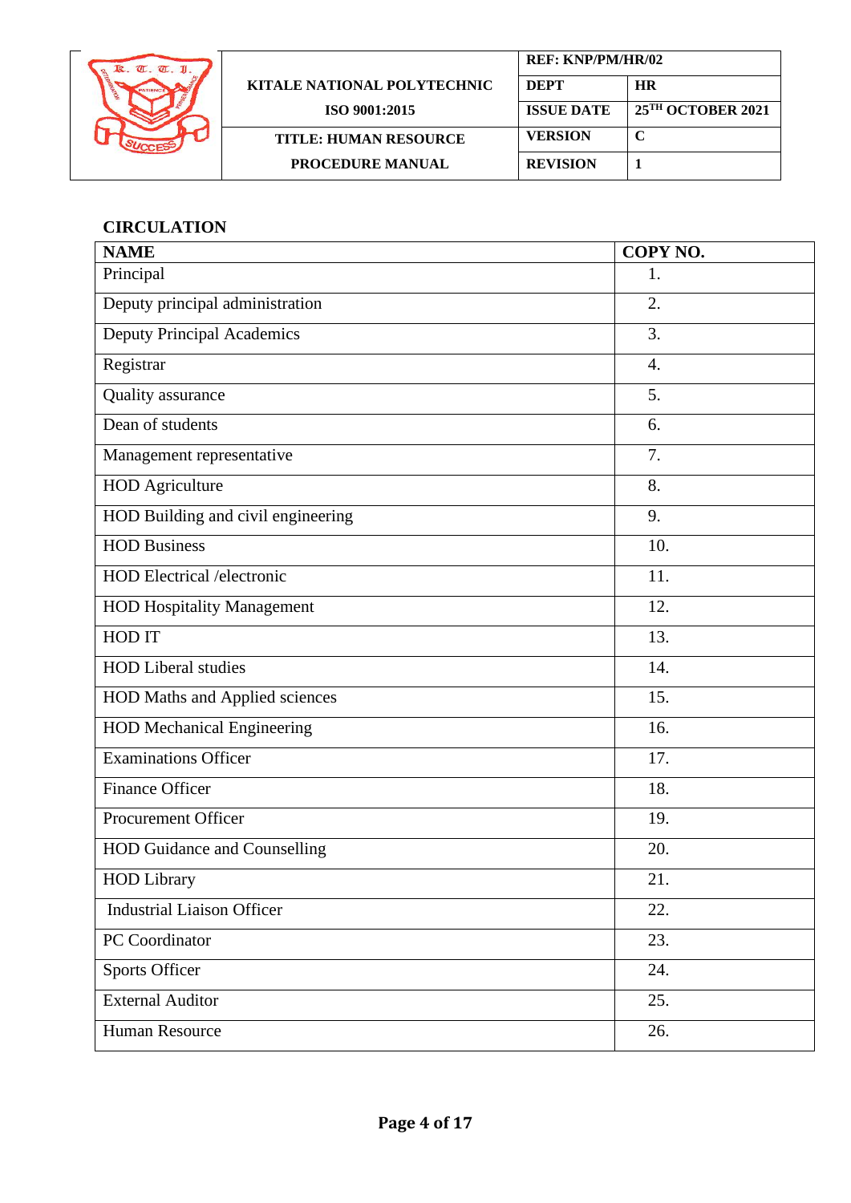## CIRCULATION

| NAME | COPY NO. |
|---|---|
| Principal | 1. |
| Deputy principal administration | 2. |
| Deputy Principal Academics | 3. |
| Registrar | 4. |
| Quality assurance | 5. |
| Dean of students | 6. |
| Management representative | 7. |
| HOD Agriculture | 8. |
| HOD Building and civil engineering | 9. |
| HOD Business | 10. |
| HOD Electrical /electronic | 11. |
| HOD Hospitality Management | 12. |
| HOD IT | 13. |
| HOD Liberal studies | 14. |
| HOD Maths and Applied sciences | 15. |
| HOD Mechanical Engineering | 16. |
| Examinations Officer | 17. |
| Finance Officer | 18. |
| Procurement Officer | 19. |
| HOD Guidance and Counselling | 20. |
| HOD Library | 21. |
| Industrial Liaison Officer | 22. |
| PC Coordinator | 23. |
| Sports Officer | 24. |
| External Auditor | 25. |
| Human Resource | 26. |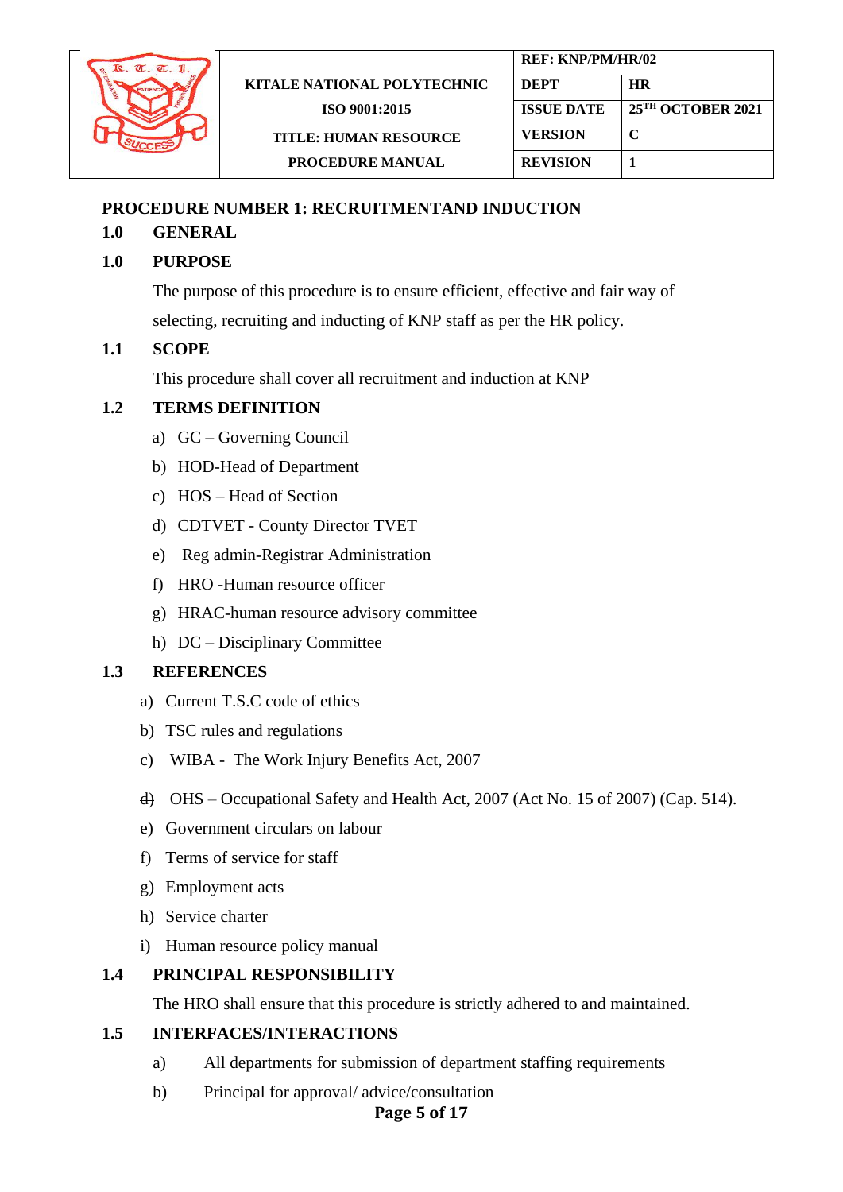**PROCEDURE NUMBER 1: RECRUITMENTAND INDUCTION**

## 1.0 GENERAL

## 1.0 PURPOSE

The purpose of this procedure is to ensure efficient, effective and fair way of selecting, recruiting and inducting of KNP staff as per the HR policy.

## 1.1 SCOPE

This procedure shall cover all recruitment and induction at KNP

## 1.2 TERMS DEFINITION

a) GC – Governing Council
b) HOD-Head of Department
c) HOS – Head of Section
d) CDTVET - County Director TVET
e) Reg admin-Registrar Administration
f) HRO -Human resource officer
g) HRAC-human resource advisory committee
h) DC – Disciplinary Committee

## 1.3 REFERENCES

a) Current T.S.C code of ethics
b) TSC rules and regulations
c) WIBA - The Work Injury Benefits Act, 2007
d) OHS – Occupational Safety and Health Act, 2007 (Act No. 15 of 2007) (Cap. 514).
e) Government circulars on labour
f) Terms of service for staff
g) Employment acts
h) Service charter
i) Human resource policy manual

## 1.4 PRINCIPAL RESPONSIBILITY

The HRO shall ensure that this procedure is strictly adhered to and maintained.

## 1.5 INTERFACES/INTERACTIONS

a) All departments for submission of department staffing requirements
b) Principal for approval/ advice/consultation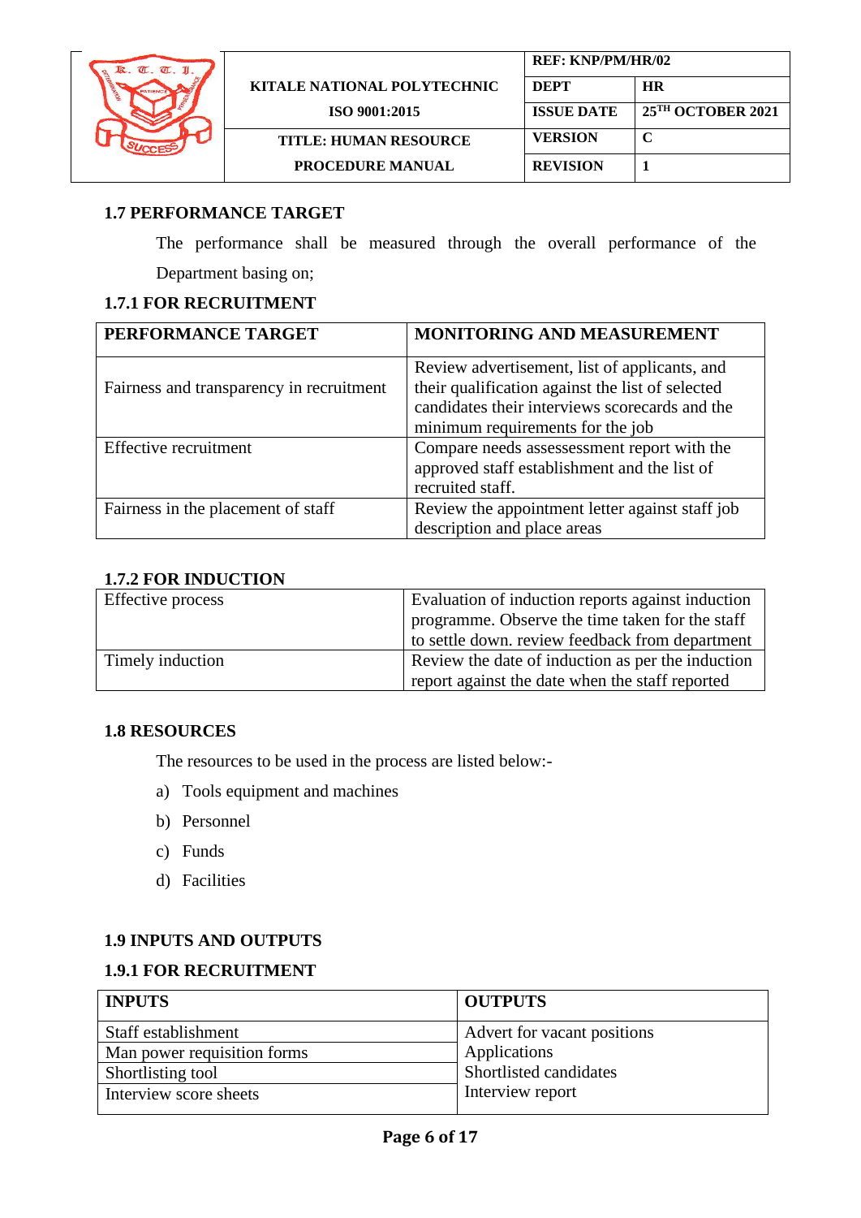## 1.7 PERFORMANCE TARGET

The performance shall be measured through the overall performance of the Department basing on;

### 1.7.1 FOR RECRUITMENT

| PERFORMANCE TARGET | MONITORING AND MEASUREMENT |
|---|---|
| Fairness and transparency in recruitment | Review advertisement, list of applicants, and their qualification against the list of selected candidates their interviews scorecards and the minimum requirements for the job |
| Effective recruitment | Compare needs assessessment report with the approved staff establishment and the list of recruited staff. |
| Fairness in the placement of staff | Review the appointment letter against staff job description and place areas |

### 1.7.2 FOR INDUCTION

| | |
|---|---|
| Effective process | Evaluation of induction reports against induction programme. Observe the time taken for the staff to settle down. review feedback from department |
| Timely induction | Review the date of induction as per the induction report against the date when the staff reported |

## 1.8 RESOURCES

The resources to be used in the process are listed below:-

a) Tools equipment and machines
b) Personnel
c) Funds
d) Facilities

## 1.9 INPUTS AND OUTPUTS

### 1.9.1 FOR RECRUITMENT

| INPUTS | OUTPUTS |
|---|---|
| Staff establishment | Advert for vacant positions |
| Man power requisition forms | Applications |
| Shortlisting tool | Shortlisted candidates |
| Interview score sheets | Interview report |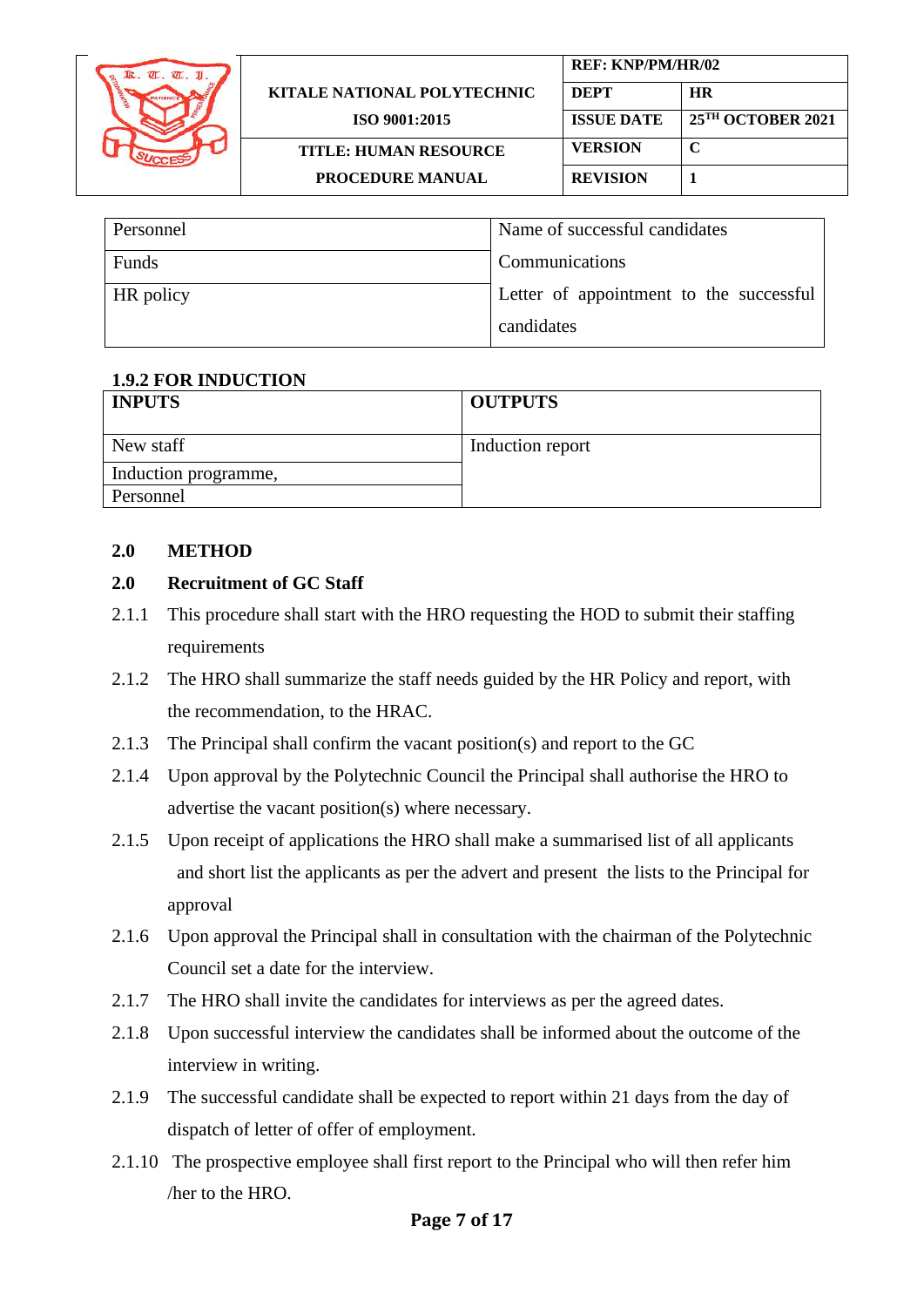| Personnel | Name of successful candidates |
|---|---|
| Funds | Communications |
| HR policy | Letter of appointment to the successful candidates |

### 1.9.2 FOR INDUCTION

| INPUTS | OUTPUTS |
|---|---|
| New staff | Induction report |
| Induction programme, | |
| Personnel | |

## 2.0 METHOD

## 2.0 Recruitment of GC Staff

2.1.1 This procedure shall start with the HRO requesting the HOD to submit their staffing requirements

2.1.2 The HRO shall summarize the staff needs guided by the HR Policy and report, with the recommendation, to the HRAC.

2.1.3 The Principal shall confirm the vacant position(s) and report to the GC

2.1.4 Upon approval by the Polytechnic Council the Principal shall authorise the HRO to advertise the vacant position(s) where necessary.

2.1.5 Upon receipt of applications the HRO shall make a summarised list of all applicants and short list the applicants as per the advert and present the lists to the Principal for approval

2.1.6 Upon approval the Principal shall in consultation with the chairman of the Polytechnic Council set a date for the interview.

2.1.7 The HRO shall invite the candidates for interviews as per the agreed dates.

2.1.8 Upon successful interview the candidates shall be informed about the outcome of the interview in writing.

2.1.9 The successful candidate shall be expected to report within 21 days from the day of dispatch of letter of offer of employment.

2.1.10 The prospective employee shall first report to the Principal who will then refer him /her to the HRO.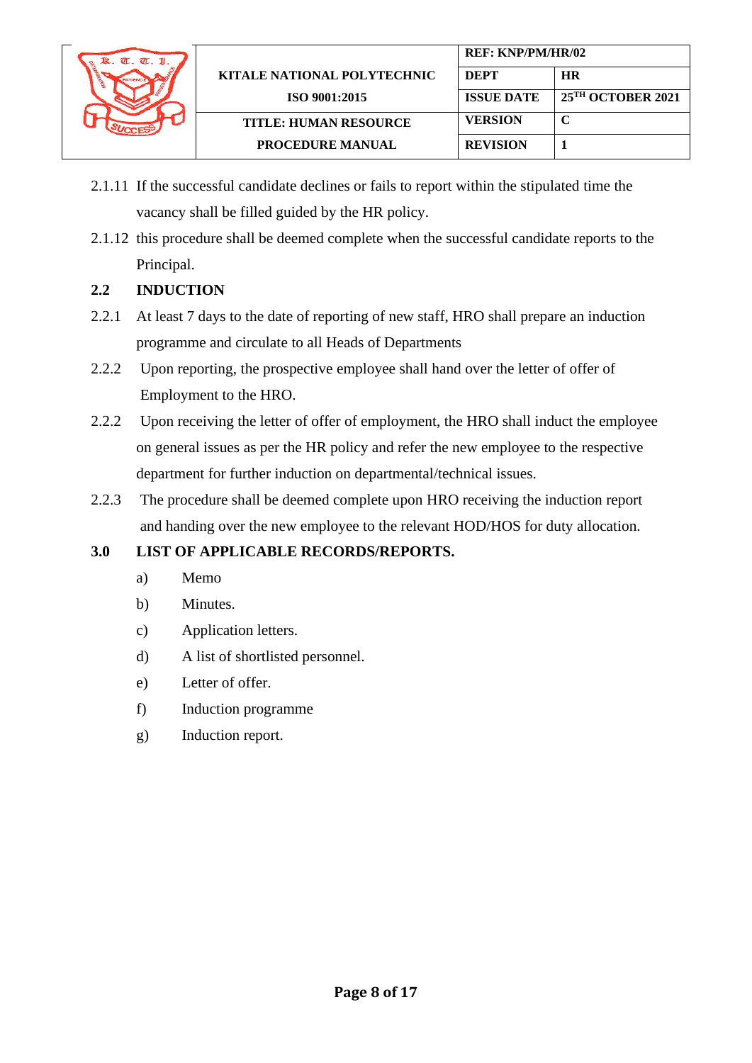2.1.11 If the successful candidate declines or fails to report within the stipulated time the vacancy shall be filled guided by the HR policy.

2.1.12 this procedure shall be deemed complete when the successful candidate reports to the Principal.

## 2.2 INDUCTION

2.2.1 At least 7 days to the date of reporting of new staff, HRO shall prepare an induction programme and circulate to all Heads of Departments

2.2.2 Upon reporting, the prospective employee shall hand over the letter of offer of Employment to the HRO.

2.2.2 Upon receiving the letter of offer of employment, the HRO shall induct the employee on general issues as per the HR policy and refer the new employee to the respective department for further induction on departmental/technical issues.

2.2.3 The procedure shall be deemed complete upon HRO receiving the induction report and handing over the new employee to the relevant HOD/HOS for duty allocation.

## 3.0 LIST OF APPLICABLE RECORDS/REPORTS.

a) Memo

b) Minutes.

c) Application letters.

d) A list of shortlisted personnel.

e) Letter of offer.

f) Induction programme

g) Induction report.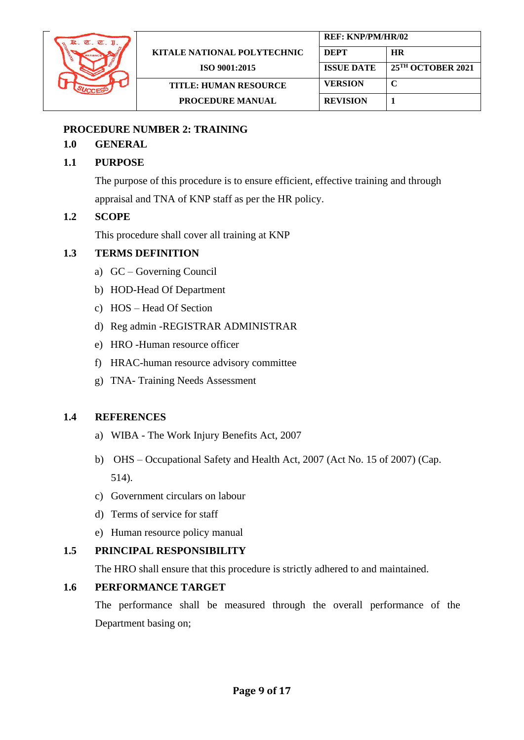## PROCEDURE NUMBER 2: TRAINING

### 1.0 GENERAL

### 1.1 PURPOSE

The purpose of this procedure is to ensure efficient, effective training and through appraisal and TNA of KNP staff as per the HR policy.

### 1.2 SCOPE

This procedure shall cover all training at KNP

### 1.3 TERMS DEFINITION

a) GC – Governing Council
b) HOD-Head Of Department
c) HOS – Head Of Section
d) Reg admin -REGISTRAR ADMINISTRAR
e) HRO -Human resource officer
f) HRAC-human resource advisory committee
g) TNA- Training Needs Assessment

### 1.4 REFERENCES

a) WIBA - The Work Injury Benefits Act, 2007
b) OHS – Occupational Safety and Health Act, 2007 (Act No. 15 of 2007) (Cap. 514).
c) Government circulars on labour
d) Terms of service for staff
e) Human resource policy manual

### 1.5 PRINCIPAL RESPONSIBILITY

The HRO shall ensure that this procedure is strictly adhered to and maintained.

### 1.6 PERFORMANCE TARGET

The performance shall be measured through the overall performance of the Department basing on;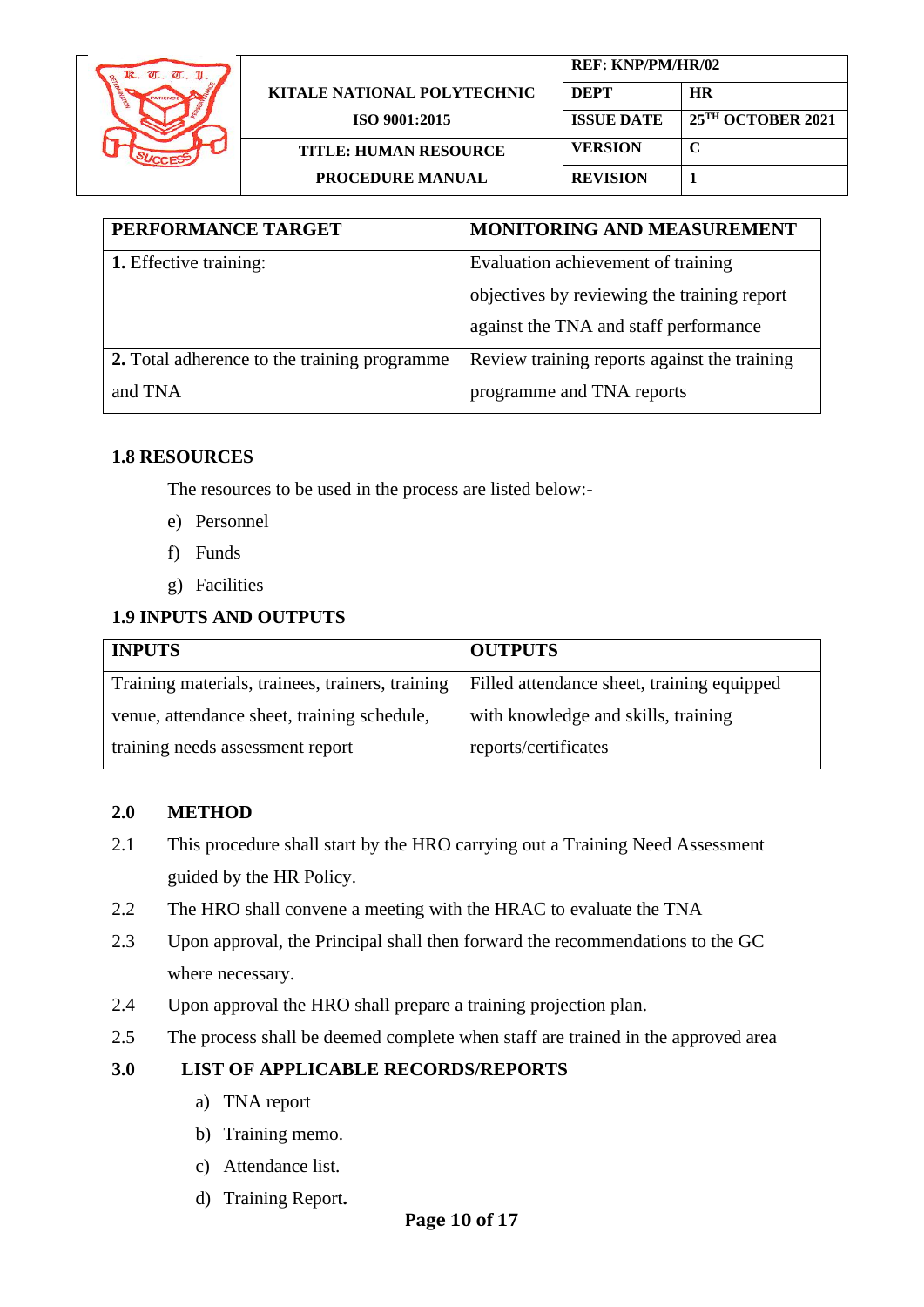| PERFORMANCE TARGET | MONITORING AND MEASUREMENT |
|---|---|
| **1.** Effective training: | Evaluation achievement of training objectives by reviewing the training report against the TNA and staff performance |
| **2.** Total adherence to the training programme and TNA | Review training reports against the training programme and TNA reports |

**1.8 RESOURCES**

The resources to be used in the process are listed below:-

e) Personnel
f) Funds
g) Facilities

**1.9 INPUTS AND OUTPUTS**

| INPUTS | OUTPUTS |
|---|---|
| Training materials, trainees, trainers, training venue, attendance sheet, training schedule, training needs assessment report | Filled attendance sheet, training equipped with knowledge and skills, training reports/certificates |

## 2.0 METHOD

2.1 This procedure shall start by the HRO carrying out a Training Need Assessment guided by the HR Policy.

2.2 The HRO shall convene a meeting with the HRAC to evaluate the TNA

2.3 Upon approval, the Principal shall then forward the recommendations to the GC where necessary.

2.4 Upon approval the HRO shall prepare a training projection plan.

2.5 The process shall be deemed complete when staff are trained in the approved area

## 3.0 LIST OF APPLICABLE RECORDS/REPORTS

a) TNA report
b) Training memo.
c) Attendance list.
d) Training Report**.**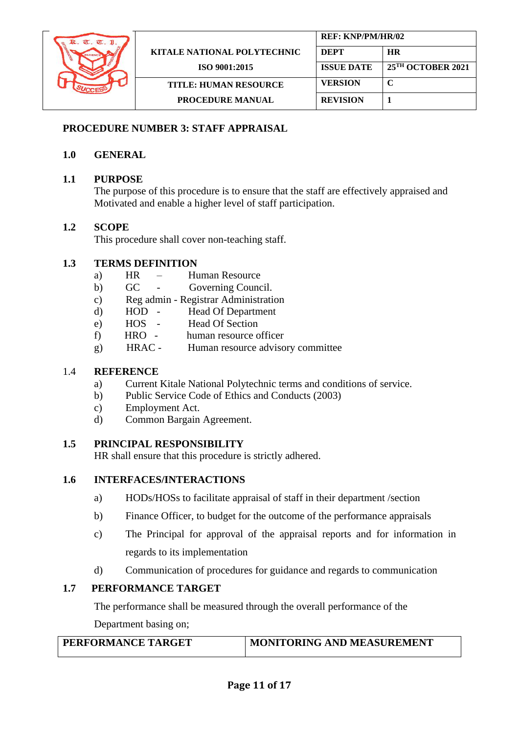## PROCEDURE NUMBER 3: STAFF APPRAISAL

### 1.0 GENERAL

### 1.1 PURPOSE

The purpose of this procedure is to ensure that the staff are effectively appraised and Motivated and enable a higher level of staff participation.

### 1.2 SCOPE

This procedure shall cover non-teaching staff.

### 1.3 TERMS DEFINITION

a) HR – Human Resource
b) GC - Governing Council.
c) Reg admin - Registrar Administration
d) HOD - Head Of Department
e) HOS - Head Of Section
f) HRO - human resource officer
g) HRAC - Human resource advisory committee

### 1.4 REFERENCE

a) Current Kitale National Polytechnic terms and conditions of service.
b) Public Service Code of Ethics and Conducts (2003)
c) Employment Act.
d) Common Bargain Agreement.

### 1.5 PRINCIPAL RESPONSIBILITY

HR shall ensure that this procedure is strictly adhered.

### 1.6 INTERFACES/INTERACTIONS

a) HODs/HOSs to facilitate appraisal of staff in their department /section
b) Finance Officer, to budget for the outcome of the performance appraisals
c) The Principal for approval of the appraisal reports and for information in regards to its implementation
d) Communication of procedures for guidance and regards to communication

### 1.7 PERFORMANCE TARGET

The performance shall be measured through the overall performance of the Department basing on;

| PERFORMANCE TARGET | MONITORING AND MEASUREMENT |
|---|---|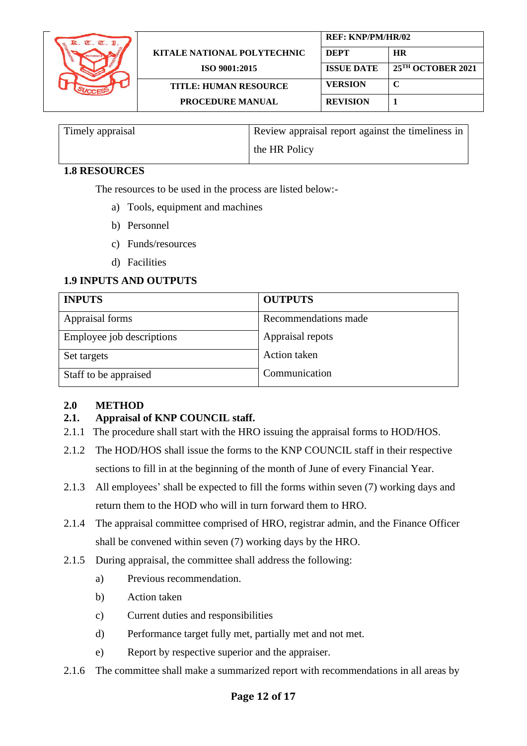| Timely appraisal | Review appraisal report against the timeliness in the HR Policy |
|---|---|

### 1.8 RESOURCES

The resources to be used in the process are listed below:-

a) Tools, equipment and machines
b) Personnel
c) Funds/resources
d) Facilities

### 1.9 INPUTS AND OUTPUTS

| INPUTS | OUTPUTS |
|---|---|
| Appraisal forms | Recommendations made |
| Employee job descriptions | Appraisal repots |
| Set targets | Action taken |
| Staff to be appraised | Communication |

## 2.0 METHOD

### 2.1. Appraisal of KNP COUNCIL staff.

2.1.1 The procedure shall start with the HRO issuing the appraisal forms to HOD/HOS.

2.1.2 The HOD/HOS shall issue the forms to the KNP COUNCIL staff in their respective sections to fill in at the beginning of the month of June of every Financial Year.

2.1.3 All employees' shall be expected to fill the forms within seven (7) working days and return them to the HOD who will in turn forward them to HRO.

2.1.4 The appraisal committee comprised of HRO, registrar admin, and the Finance Officer shall be convened within seven (7) working days by the HRO.

2.1.5 During appraisal, the committee shall address the following:

a) Previous recommendation.
b) Action taken
c) Current duties and responsibilities
d) Performance target fully met, partially met and not met.
e) Report by respective superior and the appraiser.

2.1.6 The committee shall make a summarized report with recommendations in all areas by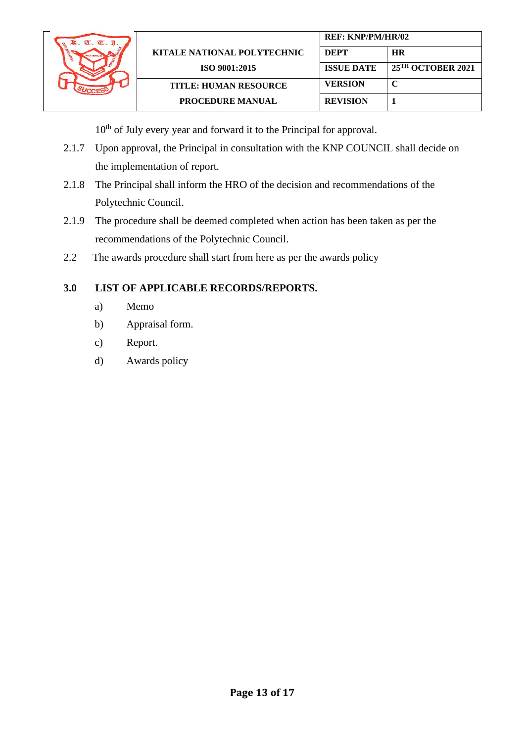10th of July every year and forward it to the Principal for approval.

2.1.7 Upon approval, the Principal in consultation with the KNP COUNCIL shall decide on the implementation of report.

2.1.8 The Principal shall inform the HRO of the decision and recommendations of the Polytechnic Council.

2.1.9 The procedure shall be deemed completed when action has been taken as per the recommendations of the Polytechnic Council.

2.2 The awards procedure shall start from here as per the awards policy

## 3.0 LIST OF APPLICABLE RECORDS/REPORTS.

a) Memo

b) Appraisal form.

c) Report.

d) Awards policy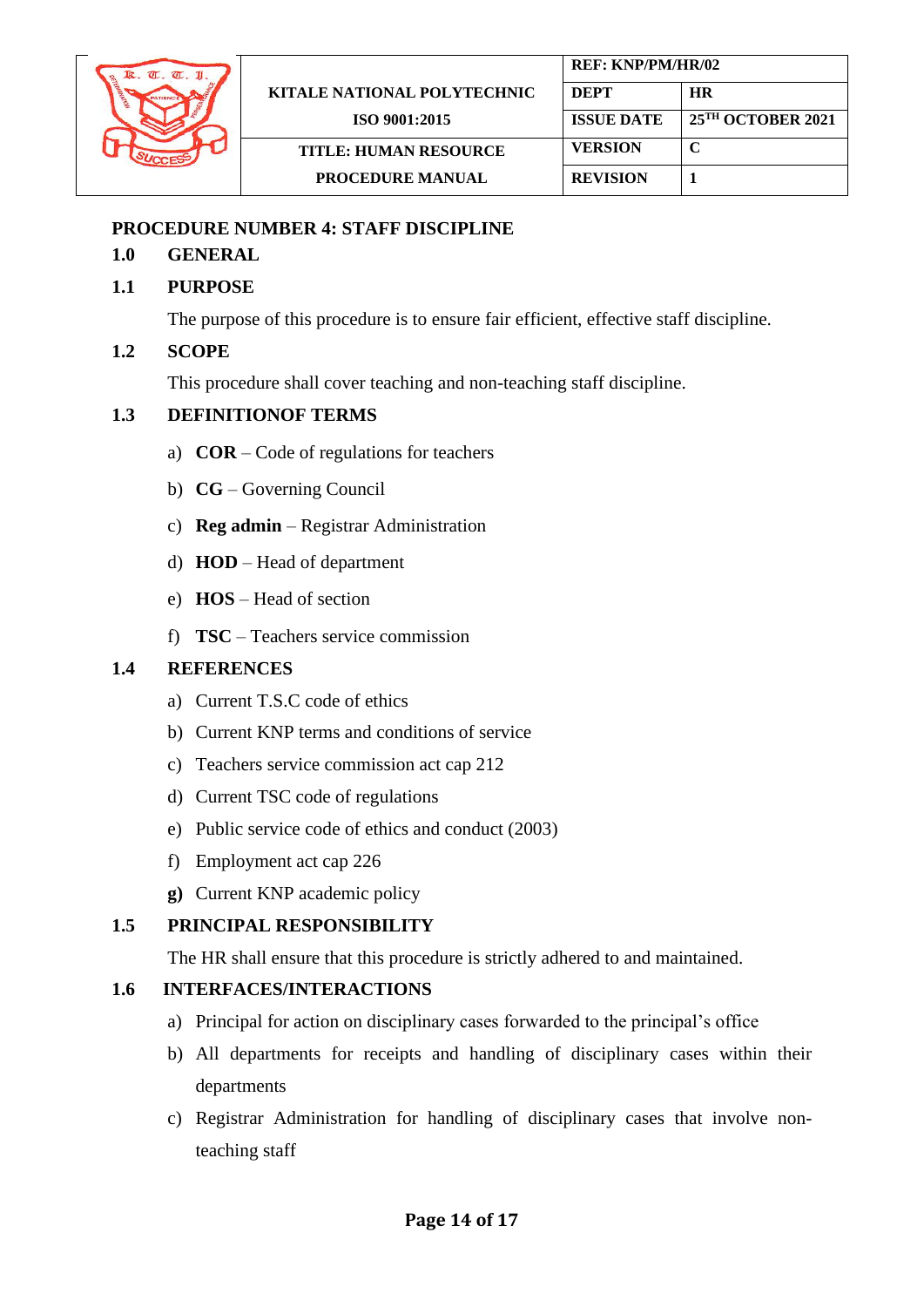| | KITALE NATIONAL POLYTECHNIC | REF: KNP/PM/HR/02 | |
|---|---|---|---|
| | ISO 9001:2015 | DEPT | HR |
| | | ISSUE DATE | 25TH OCTOBER 2021 |
| | TITLE: HUMAN RESOURCE PROCEDURE MANUAL | VERSION | C |
| | | REVISION | 1 |

## PROCEDURE NUMBER 4: STAFF DISCIPLINE

### 1.0 GENERAL

### 1.1 PURPOSE

The purpose of this procedure is to ensure fair efficient, effective staff discipline.

### 1.2 SCOPE

This procedure shall cover teaching and non-teaching staff discipline.

### 1.3 DEFINITIONOF TERMS

a) **COR** – Code of regulations for teachers

b) **CG** – Governing Council

c) **Reg admin** – Registrar Administration

d) **HOD** – Head of department

e) **HOS** – Head of section

f) **TSC** – Teachers service commission

### 1.4 REFERENCES

a) Current T.S.C code of ethics

b) Current KNP terms and conditions of service

c) Teachers service commission act cap 212

d) Current TSC code of regulations

e) Public service code of ethics and conduct (2003)

f) Employment act cap 226

**g)** Current KNP academic policy

### 1.5 PRINCIPAL RESPONSIBILITY

The HR shall ensure that this procedure is strictly adhered to and maintained.

### 1.6 INTERFACES/INTERACTIONS

a) Principal for action on disciplinary cases forwarded to the principal's office

b) All departments for receipts and handling of disciplinary cases within their departments

c) Registrar Administration for handling of disciplinary cases that involve non-teaching staff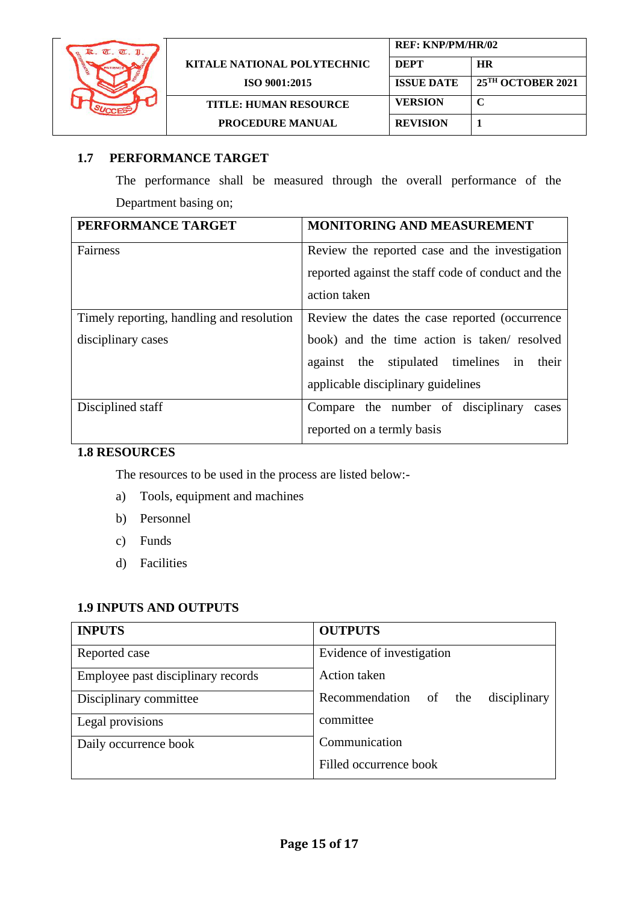## 1.7 PERFORMANCE TARGET

The performance shall be measured through the overall performance of the Department basing on;

| PERFORMANCE TARGET | MONITORING AND MEASUREMENT |
|---|---|
| Fairness | Review the reported case and the investigation reported against the staff code of conduct and the action taken |
| Timely reporting, handling and resolution disciplinary cases | Review the dates the case reported (occurrence book) and the time action is taken/ resolved against the stipulated timelines in their applicable disciplinary guidelines |
| Disciplined staff | Compare the number of disciplinary cases reported on a termly basis |

## 1.8 RESOURCES

The resources to be used in the process are listed below:-

a) Tools, equipment and machines
b) Personnel
c) Funds
d) Facilities

## 1.9 INPUTS AND OUTPUTS

| INPUTS | OUTPUTS |
|---|---|
| Reported case | Evidence of investigation |
| Employee past disciplinary records | Action taken |
| Disciplinary committee | Recommendation of the disciplinary committee |
| Legal provisions | Communication |
| Daily occurrence book | Filled occurrence book |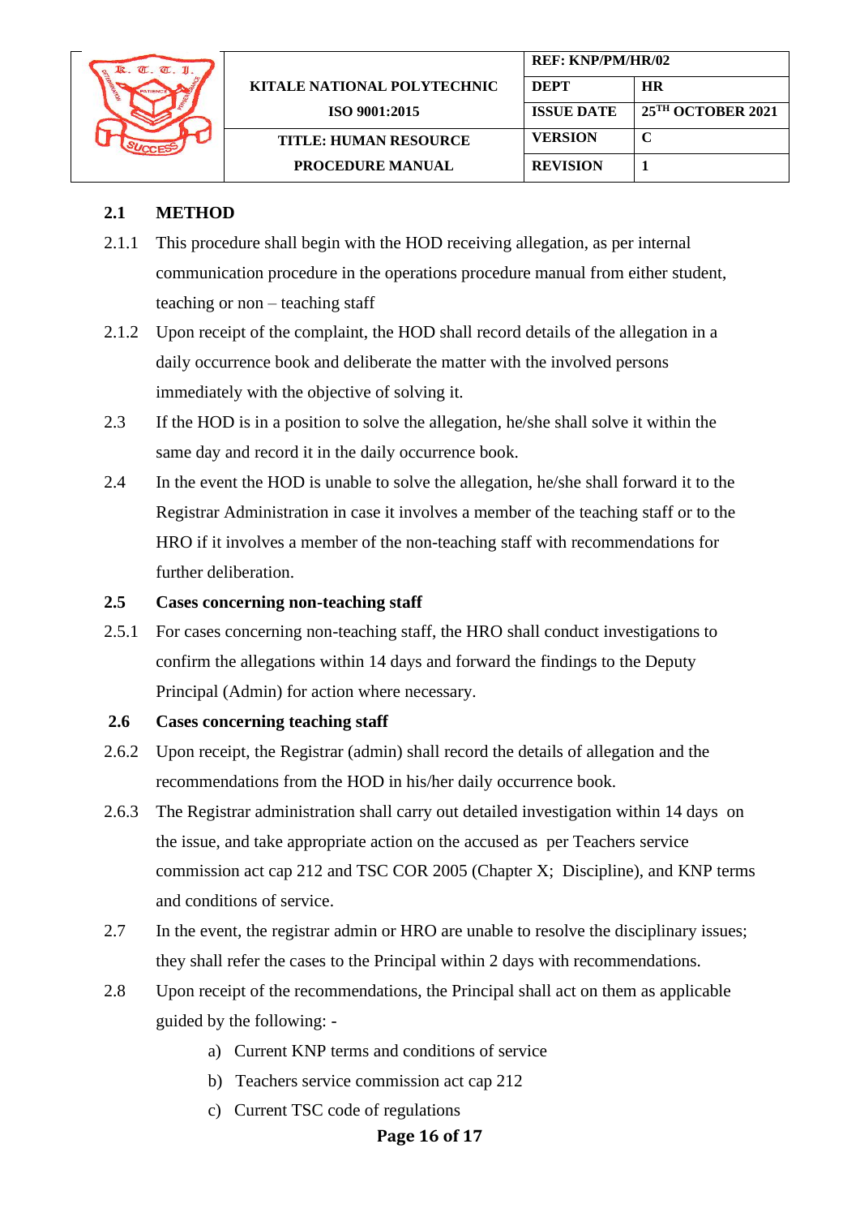## 2.1 METHOD

2.1.1 This procedure shall begin with the HOD receiving allegation, as per internal communication procedure in the operations procedure manual from either student, teaching or non – teaching staff

2.1.2 Upon receipt of the complaint, the HOD shall record details of the allegation in a daily occurrence book and deliberate the matter with the involved persons immediately with the objective of solving it.

2.3 If the HOD is in a position to solve the allegation, he/she shall solve it within the same day and record it in the daily occurrence book.

2.4 In the event the HOD is unable to solve the allegation, he/she shall forward it to the Registrar Administration in case it involves a member of the teaching staff or to the HRO if it involves a member of the non-teaching staff with recommendations for further deliberation.

### 2.5 Cases concerning non-teaching staff

2.5.1 For cases concerning non-teaching staff, the HRO shall conduct investigations to confirm the allegations within 14 days and forward the findings to the Deputy Principal (Admin) for action where necessary.

### 2.6 Cases concerning teaching staff

2.6.2 Upon receipt, the Registrar (admin) shall record the details of allegation and the recommendations from the HOD in his/her daily occurrence book.

2.6.3 The Registrar administration shall carry out detailed investigation within 14 days on the issue, and take appropriate action on the accused as per Teachers service commission act cap 212 and TSC COR 2005 (Chapter X; Discipline), and KNP terms and conditions of service.

2.7 In the event, the registrar admin or HRO are unable to resolve the disciplinary issues; they shall refer the cases to the Principal within 2 days with recommendations.

2.8 Upon receipt of the recommendations, the Principal shall act on them as applicable guided by the following: -

a) Current KNP terms and conditions of service

b) Teachers service commission act cap 212

c) Current TSC code of regulations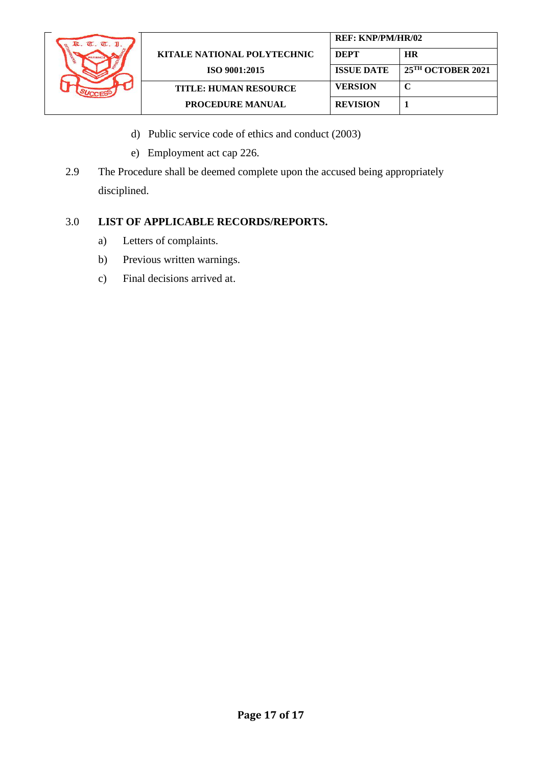d) Public service code of ethics and conduct (2003)

e) Employment act cap 226.

2.9 The Procedure shall be deemed complete upon the accused being appropriately disciplined.

## 3.0 LIST OF APPLICABLE RECORDS/REPORTS.

a) Letters of complaints.

b) Previous written warnings.

c) Final decisions arrived at.